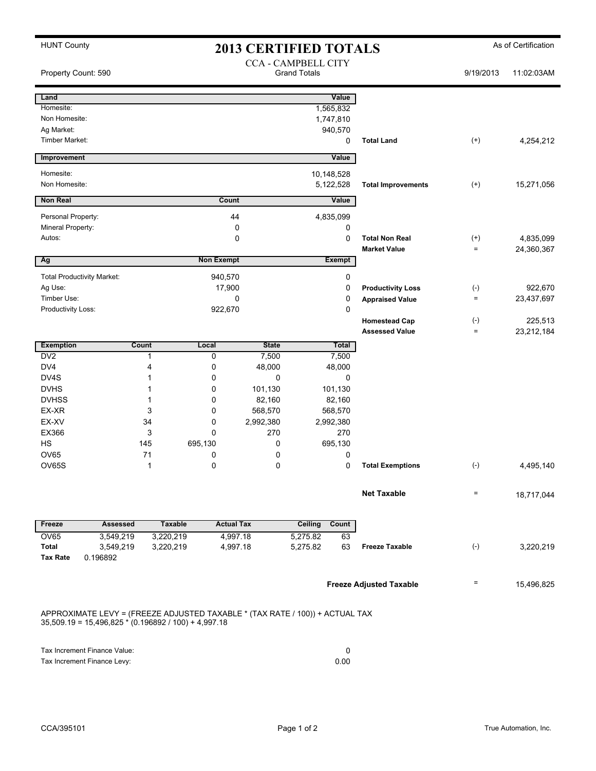HUNT County

# 2013 CERTIFIED TOTALS

As of Certification

CCA - CAMPBELL CITY
Grand Totals

Property Count: 590 | 9/19/2013 11:02:03AM

| Land | Value | | | |
|---|---|---|---|---|
| Homesite: | 1,565,832 | | | |
| Non Homesite: | 1,747,810 | | | |
| Ag Market: | 940,570 | | | |
| Timber Market: | 0 | Total Land | (+) | 4,254,212 |

| Improvement | Value | | | |
|---|---|---|---|---|
| Homesite: | 10,148,528 | | | |
| Non Homesite: | 5,122,528 | Total Improvements | (+) | 15,271,056 |

| Non Real | Count | Value | | | |
|---|---|---|---|---|---|
| Personal Property: | 44 | 4,835,099 | | | |
| Mineral Property: | 0 | 0 | | | |
| Autos: | 0 | 0 | Total Non Real | (+) | 4,835,099 |
| | | | Market Value | = | 24,360,367 |

| Ag | Non Exempt | Exempt | | | |
|---|---|---|---|---|---|
| Total Productivity Market: | 940,570 | 0 | | | |
| Ag Use: | 17,900 | 0 | Productivity Loss | (-) | 922,670 |
| Timber Use: | 0 | 0 | Appraised Value | = | 23,437,697 |
| Productivity Loss: | 922,670 | 0 | | | |
| | | | Homestead Cap | (-) | 225,513 |
| | | | Assessed Value | = | 23,212,184 |

| Exemption | Count | Local | State | Total | | | |
|---|---|---|---|---|---|---|---|
| DV2 | 1 | 0 | 7,500 | 7,500 | | | |
| DV4 | 4 | 0 | 48,000 | 48,000 | | | |
| DV4S | 1 | 0 | 0 | 0 | | | |
| DVHS | 1 | 0 | 101,130 | 101,130 | | | |
| DVHSS | 1 | 0 | 82,160 | 82,160 | | | |
| EX-XR | 3 | 0 | 568,570 | 568,570 | | | |
| EX-XV | 34 | 0 | 2,992,380 | 2,992,380 | | | |
| EX366 | 3 | 0 | 270 | 270 | | | |
| HS | 145 | 695,130 | 0 | 695,130 | | | |
| OV65 | 71 | 0 | 0 | 0 | | | |
| OV65S | 1 | 0 | 0 | 0 | Total Exemptions | (-) | 4,495,140 |

| | | |
|---|---|---|
| Net Taxable | = | 18,717,044 |

| Freeze | Assessed | Taxable | Actual Tax | Ceiling | Count | | | |
|---|---|---|---|---|---|---|---|---|
| OV65 | 3,549,219 | 3,220,219 | 4,997.18 | 5,275.82 | 63 | | | |
| Total | 3,549,219 | 3,220,219 | 4,997.18 | 5,275.82 | 63 | Freeze Taxable | (-) | 3,220,219 |
| Tax Rate | 0.196892 | | | | | | | |

| | | |
|---|---|---|
| Freeze Adjusted Taxable | = | 15,496,825 |

APPROXIMATE LEVY = (FREEZE ADJUSTED TAXABLE * (TAX RATE / 100)) + ACTUAL TAX
35,509.19 = 15,496,825 * (0.196892 / 100) + 4,997.18

| | |
|---|---|
| Tax Increment Finance Value: | 0 |
| Tax Increment Finance Levy: | 0.00 |

CCA/395101 | True Automation, Inc.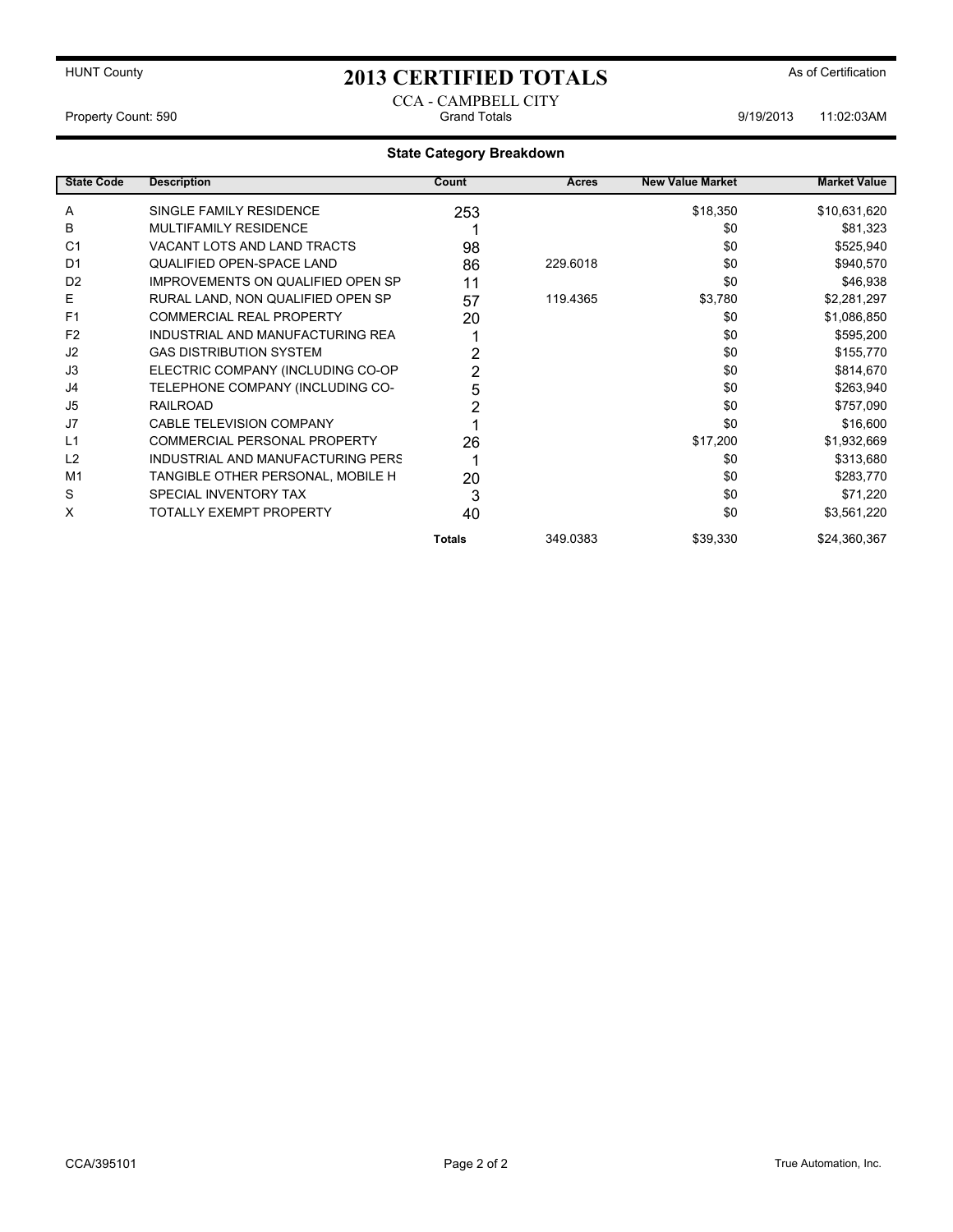HUNT County

# 2013 CERTIFIED TOTALS

As of Certification

CCA - CAMPBELL CITY

Property Count: 590 | Grand Totals | 9/19/2013 11:02:03AM

## State Category Breakdown

| State Code | Description | Count | Acres | New Value Market | Market Value |
|---|---|---|---|---|---|
| A | SINGLE FAMILY RESIDENCE | 253 | | $18,350 | $10,631,620 |
| B | MULTIFAMILY RESIDENCE | 1 | | $0 | $81,323 |
| C1 | VACANT LOTS AND LAND TRACTS | 98 | | $0 | $525,940 |
| D1 | QUALIFIED OPEN-SPACE LAND | 86 | 229.6018 | $0 | $940,570 |
| D2 | IMPROVEMENTS ON QUALIFIED OPEN SP | 11 | | $0 | $46,938 |
| E | RURAL LAND, NON QUALIFIED OPEN SP | 57 | 119.4365 | $3,780 | $2,281,297 |
| F1 | COMMERCIAL REAL PROPERTY | 20 | | $0 | $1,086,850 |
| F2 | INDUSTRIAL AND MANUFACTURING REA | 1 | | $0 | $595,200 |
| J2 | GAS DISTRIBUTION SYSTEM | 2 | | $0 | $155,770 |
| J3 | ELECTRIC COMPANY (INCLUDING CO-OP | 2 | | $0 | $814,670 |
| J4 | TELEPHONE COMPANY (INCLUDING CO- | 5 | | $0 | $263,940 |
| J5 | RAILROAD | 2 | | $0 | $757,090 |
| J7 | CABLE TELEVISION COMPANY | 1 | | $0 | $16,600 |
| L1 | COMMERCIAL PERSONAL PROPERTY | 26 | | $17,200 | $1,932,669 |
| L2 | INDUSTRIAL AND MANUFACTURING PERS | 1 | | $0 | $313,680 |
| M1 | TANGIBLE OTHER PERSONAL, MOBILE H | 20 | | $0 | $283,770 |
| S | SPECIAL INVENTORY TAX | 3 | | $0 | $71,220 |
| X | TOTALLY EXEMPT PROPERTY | 40 | | $0 | $3,561,220 |
| | | **Totals** | 349.0383 | $39,330 | $24,360,367 |

CCA/395101

True Automation, Inc.